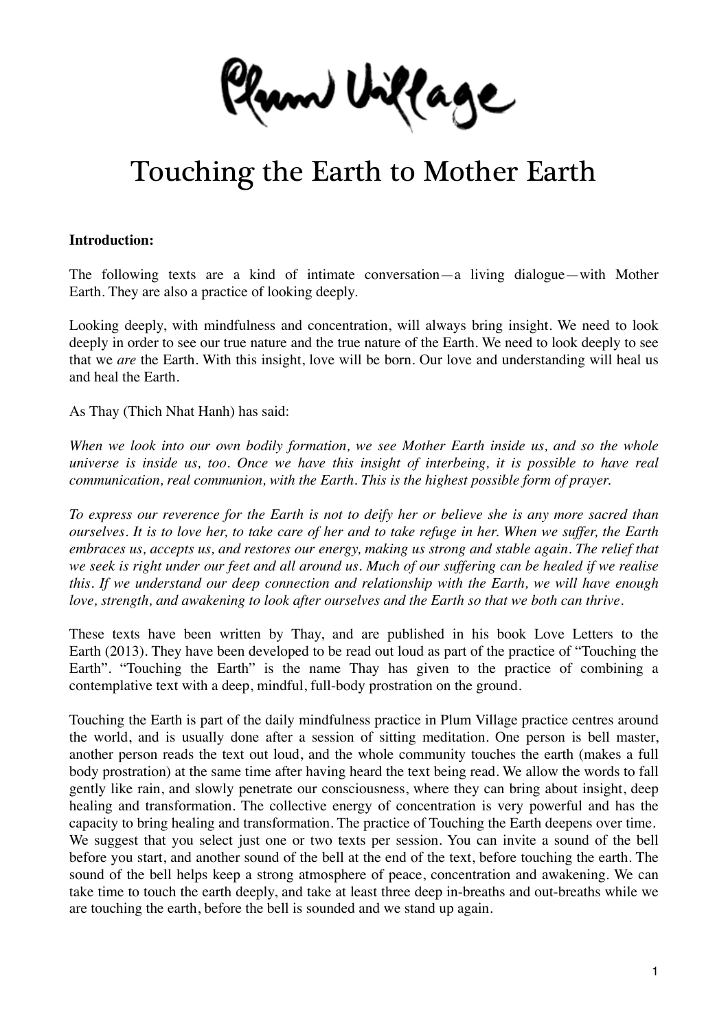Plum Village

# Touching the Earth to Mother Earth

**Introduction:**

The following texts are a kind of intimate conversation—a living dialogue—with Mother Earth. They are also a practice of looking deeply.

Looking deeply, with mindfulness and concentration, will always bring insight. We need to look deeply in order to see our true nature and the true nature of the Earth. We need to look deeply to see that we *are* the Earth. With this insight, love will be born. Our love and understanding will heal us and heal the Earth.

As Thay (Thich Nhat Hanh) has said:

*When we look into our own bodily formation, we see Mother Earth inside us, and so the whole universe is inside us, too. Once we have this insight of interbeing, it is possible to have real communication, real communion, with the Earth. This is the highest possible form of prayer.*

*To express our reverence for the Earth is not to deify her or believe she is any more sacred than ourselves. It is to love her, to take care of her and to take refuge in her. When we suffer, the Earth embraces us, accepts us, and restores our energy, making us strong and stable again. The relief that we seek is right under our feet and all around us. Much of our suffering can be healed if we realise this. If we understand our deep connection and relationship with the Earth, we will have enough love, strength, and awakening to look after ourselves and the Earth so that we both can thrive.*

These texts have been written by Thay, and are published in his book Love Letters to the Earth (2013). They have been developed to be read out loud as part of the practice of "Touching the Earth". "Touching the Earth" is the name Thay has given to the practice of combining a contemplative text with a deep, mindful, full-body prostration on the ground.

Touching the Earth is part of the daily mindfulness practice in Plum Village practice centres around the world, and is usually done after a session of sitting meditation. One person is bell master, another person reads the text out loud, and the whole community touches the earth (makes a full body prostration) at the same time after having heard the text being read. We allow the words to fall gently like rain, and slowly penetrate our consciousness, where they can bring about insight, deep healing and transformation. The collective energy of concentration is very powerful and has the capacity to bring healing and transformation. The practice of Touching the Earth deepens over time. We suggest that you select just one or two texts per session. You can invite a sound of the bell before you start, and another sound of the bell at the end of the text, before touching the earth. The sound of the bell helps keep a strong atmosphere of peace, concentration and awakening. We can take time to touch the earth deeply, and take at least three deep in-breaths and out-breaths while we are touching the earth, before the bell is sounded and we stand up again.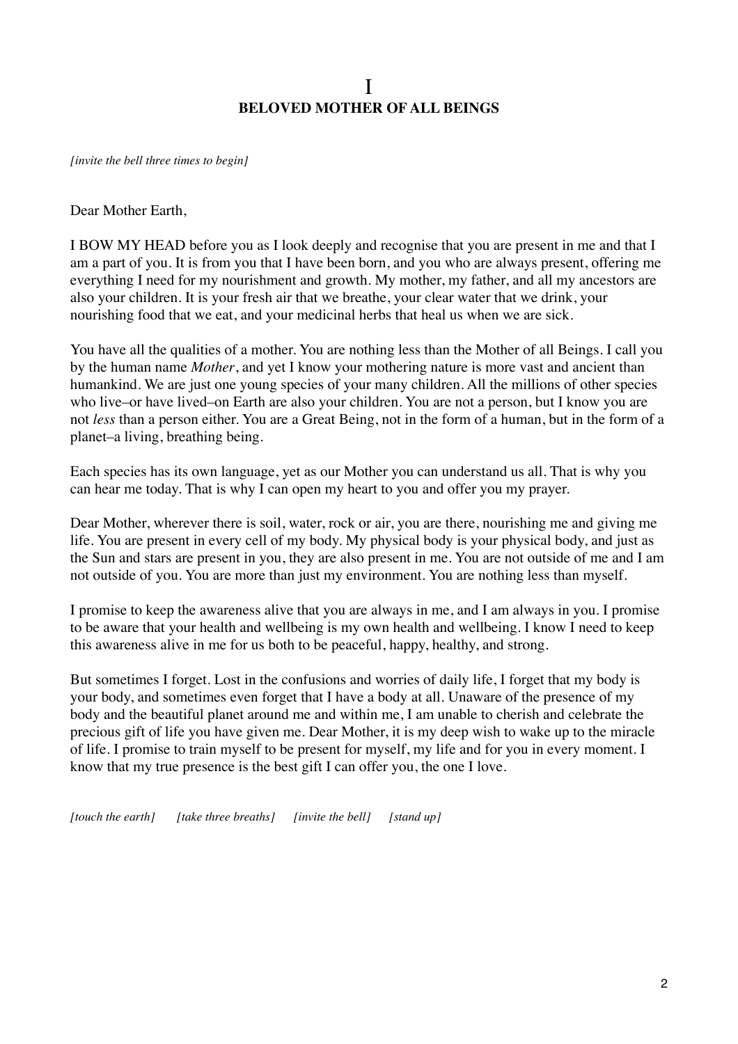# I
# BELOVED MOTHER OF ALL BEINGS

*[invite the bell three times to begin]*

Dear Mother Earth,

I BOW MY HEAD before you as I look deeply and recognise that you are present in me and that I am a part of you. It is from you that I have been born, and you who are always present, offering me everything I need for my nourishment and growth. My mother, my father, and all my ancestors are also your children. It is your fresh air that we breathe, your clear water that we drink, your nourishing food that we eat, and your medicinal herbs that heal us when we are sick.

You have all the qualities of a mother. You are nothing less than the Mother of all Beings. I call you by the human name *Mother*, and yet I know your mothering nature is more vast and ancient than humankind. We are just one young species of your many children. All the millions of other species who live–or have lived–on Earth are also your children. You are not a person, but I know you are not *less* than a person either. You are a Great Being, not in the form of a human, but in the form of a planet–a living, breathing being.

Each species has its own language, yet as our Mother you can understand us all. That is why you can hear me today. That is why I can open my heart to you and offer you my prayer.

Dear Mother, wherever there is soil, water, rock or air, you are there, nourishing me and giving me life. You are present in every cell of my body. My physical body is your physical body, and just as the Sun and stars are present in you, they are also present in me. You are not outside of me and I am not outside of you. You are more than just my environment. You are nothing less than myself.

I promise to keep the awareness alive that you are always in me, and I am always in you. I promise to be aware that your health and wellbeing is my own health and wellbeing. I know I need to keep this awareness alive in me for us both to be peaceful, happy, healthy, and strong.

But sometimes I forget. Lost in the confusions and worries of daily life, I forget that my body is your body, and sometimes even forget that I have a body at all. Unaware of the presence of my body and the beautiful planet around me and within me, I am unable to cherish and celebrate the precious gift of life you have given me. Dear Mother, it is my deep wish to wake up to the miracle of life. I promise to train myself to be present for myself, my life and for you in every moment. I know that my true presence is the best gift I can offer you, the one I love.

*[touch the earth]* *[take three breaths]* *[invite the bell]* *[stand up]*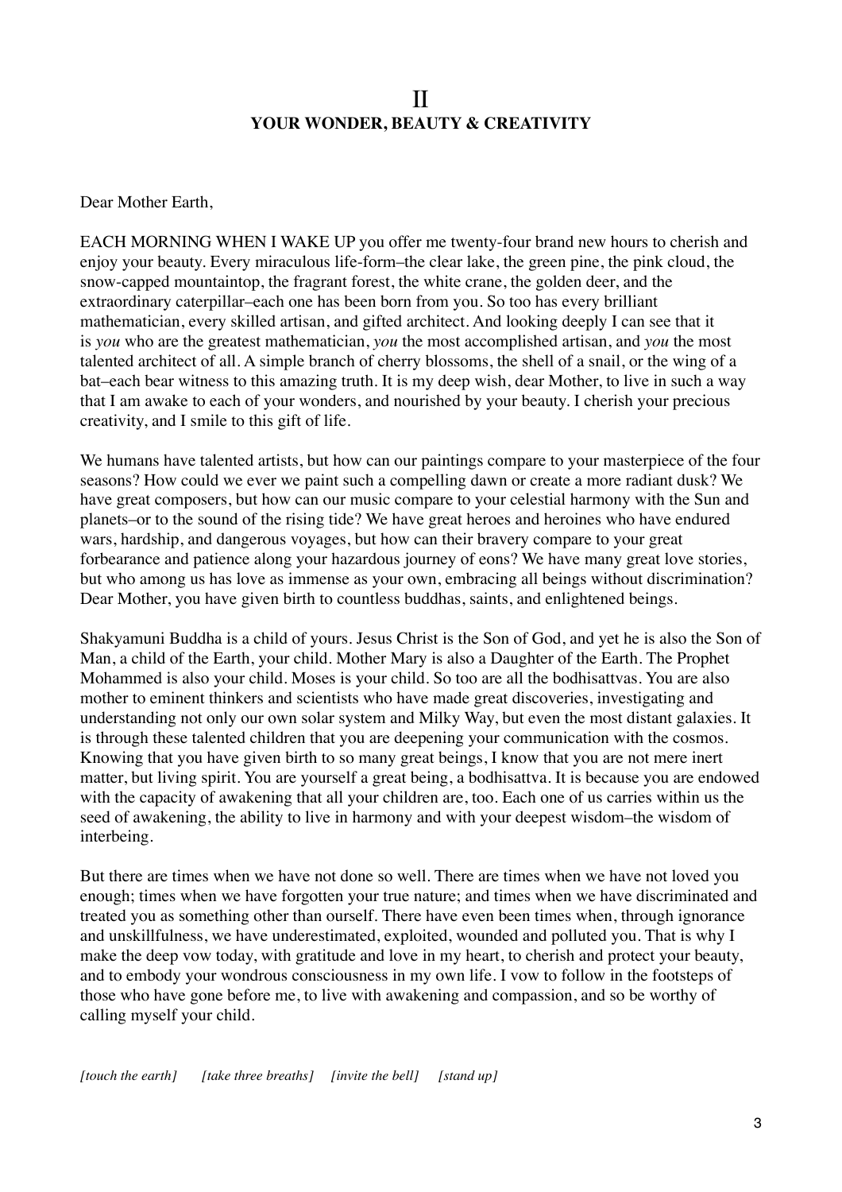# II
## YOUR WONDER, BEAUTY & CREATIVITY

Dear Mother Earth,

EACH MORNING WHEN I WAKE UP you offer me twenty-four brand new hours to cherish and enjoy your beauty. Every miraculous life-form–the clear lake, the green pine, the pink cloud, the snow-capped mountaintop, the fragrant forest, the white crane, the golden deer, and the extraordinary caterpillar–each one has been born from you. So too has every brilliant mathematician, every skilled artisan, and gifted architect. And looking deeply I can see that it is *you* who are the greatest mathematician, *you* the most accomplished artisan, and *you* the most talented architect of all. A simple branch of cherry blossoms, the shell of a snail, or the wing of a bat–each bear witness to this amazing truth. It is my deep wish, dear Mother, to live in such a way that I am awake to each of your wonders, and nourished by your beauty. I cherish your precious creativity, and I smile to this gift of life.

We humans have talented artists, but how can our paintings compare to your masterpiece of the four seasons? How could we ever we paint such a compelling dawn or create a more radiant dusk? We have great composers, but how can our music compare to your celestial harmony with the Sun and planets–or to the sound of the rising tide? We have great heroes and heroines who have endured wars, hardship, and dangerous voyages, but how can their bravery compare to your great forbearance and patience along your hazardous journey of eons? We have many great love stories, but who among us has love as immense as your own, embracing all beings without discrimination? Dear Mother, you have given birth to countless buddhas, saints, and enlightened beings.

Shakyamuni Buddha is a child of yours. Jesus Christ is the Son of God, and yet he is also the Son of Man, a child of the Earth, your child. Mother Mary is also a Daughter of the Earth. The Prophet Mohammed is also your child. Moses is your child. So too are all the bodhisattvas. You are also mother to eminent thinkers and scientists who have made great discoveries, investigating and understanding not only our own solar system and Milky Way, but even the most distant galaxies. It is through these talented children that you are deepening your communication with the cosmos. Knowing that you have given birth to so many great beings, I know that you are not mere inert matter, but living spirit. You are yourself a great being, a bodhisattva. It is because you are endowed with the capacity of awakening that all your children are, too. Each one of us carries within us the seed of awakening, the ability to live in harmony and with your deepest wisdom–the wisdom of interbeing.

But there are times when we have not done so well. There are times when we have not loved you enough; times when we have forgotten your true nature; and times when we have discriminated and treated you as something other than ourself. There have even been times when, through ignorance and unskillfulness, we have underestimated, exploited, wounded and polluted you. That is why I make the deep vow today, with gratitude and love in my heart, to cherish and protect your beauty, and to embody your wondrous consciousness in my own life. I vow to follow in the footsteps of those who have gone before me, to live with awakening and compassion, and so be worthy of calling myself your child.

*[touch the earth]* *[take three breaths]* *[invite the bell]* *[stand up]*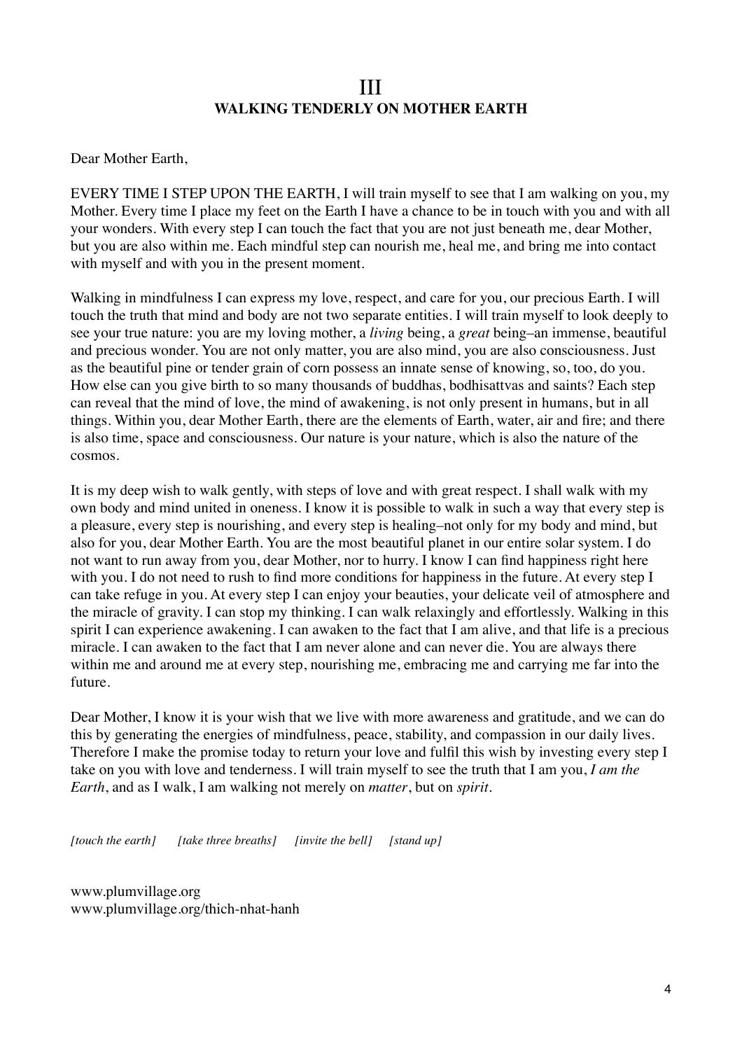# III
## WALKING TENDERLY ON MOTHER EARTH

Dear Mother Earth,

EVERY TIME I STEP UPON THE EARTH, I will train myself to see that I am walking on you, my Mother. Every time I place my feet on the Earth I have a chance to be in touch with you and with all your wonders. With every step I can touch the fact that you are not just beneath me, dear Mother, but you are also within me. Each mindful step can nourish me, heal me, and bring me into contact with myself and with you in the present moment.

Walking in mindfulness I can express my love, respect, and care for you, our precious Earth. I will touch the truth that mind and body are not two separate entities. I will train myself to look deeply to see your true nature: you are my loving mother, a *living* being, a *great* being–an immense, beautiful and precious wonder. You are not only matter, you are also mind, you are also consciousness. Just as the beautiful pine or tender grain of corn possess an innate sense of knowing, so, too, do you. How else can you give birth to so many thousands of buddhas, bodhisattvas and saints? Each step can reveal that the mind of love, the mind of awakening, is not only present in humans, but in all things. Within you, dear Mother Earth, there are the elements of Earth, water, air and fire; and there is also time, space and consciousness. Our nature is your nature, which is also the nature of the cosmos.

It is my deep wish to walk gently, with steps of love and with great respect. I shall walk with my own body and mind united in oneness. I know it is possible to walk in such a way that every step is a pleasure, every step is nourishing, and every step is healing–not only for my body and mind, but also for you, dear Mother Earth. You are the most beautiful planet in our entire solar system. I do not want to run away from you, dear Mother, nor to hurry. I know I can find happiness right here with you. I do not need to rush to find more conditions for happiness in the future. At every step I can take refuge in you. At every step I can enjoy your beauties, your delicate veil of atmosphere and the miracle of gravity. I can stop my thinking. I can walk relaxingly and effortlessly. Walking in this spirit I can experience awakening. I can awaken to the fact that I am alive, and that life is a precious miracle. I can awaken to the fact that I am never alone and can never die. You are always there within me and around me at every step, nourishing me, embracing me and carrying me far into the future.

Dear Mother, I know it is your wish that we live with more awareness and gratitude, and we can do this by generating the energies of mindfulness, peace, stability, and compassion in our daily lives. Therefore I make the promise today to return your love and fulfil this wish by investing every step I take on you with love and tenderness. I will train myself to see the truth that I am you, *I am the Earth*, and as I walk, I am walking not merely on *matter*, but on *spirit*.

*[touch the earth]* *[take three breaths]* *[invite the bell]* *[stand up]*

www.plumvillage.org
www.plumvillage.org/thich-nhat-hanh